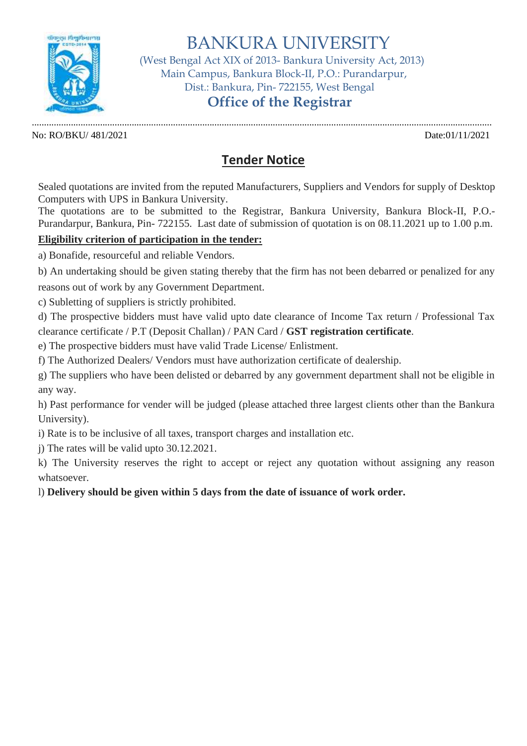# BANKURA UNIVERSITY

(West Bengal Act XIX of 2013- Bankura University Act, 2013)
Main Campus, Bankura Block-II, P.O.: Purandarpur,
Dist.: Bankura, Pin- 722155, West Bengal

## Office of the Registrar

No: RO/BKU/ 481/2021 Date:01/11/2021

## Tender Notice

Sealed quotations are invited from the reputed Manufacturers, Suppliers and Vendors for supply of Desktop Computers with UPS in Bankura University.

The quotations are to be submitted to the Registrar, Bankura University, Bankura Block-II, P.O.- Purandarpur, Bankura, Pin- 722155. Last date of submission of quotation is on 08.11.2021 up to 1.00 p.m.

**Eligibility criterion of participation in the tender:**

a) Bonafide, resourceful and reliable Vendors.

b) An undertaking should be given stating thereby that the firm has not been debarred or penalized for any reasons out of work by any Government Department.

c) Subletting of suppliers is strictly prohibited.

d) The prospective bidders must have valid upto date clearance of Income Tax return / Professional Tax clearance certificate / P.T (Deposit Challan) / PAN Card / **GST registration certificate**.

e) The prospective bidders must have valid Trade License/ Enlistment.

f) The Authorized Dealers/ Vendors must have authorization certificate of dealership.

g) The suppliers who have been delisted or debarred by any government department shall not be eligible in any way.

h) Past performance for vender will be judged (please attached three largest clients other than the Bankura University).

i) Rate is to be inclusive of all taxes, transport charges and installation etc.

j) The rates will be valid upto 30.12.2021.

k) The University reserves the right to accept or reject any quotation without assigning any reason whatsoever.

l) **Delivery should be given within 5 days from the date of issuance of work order.**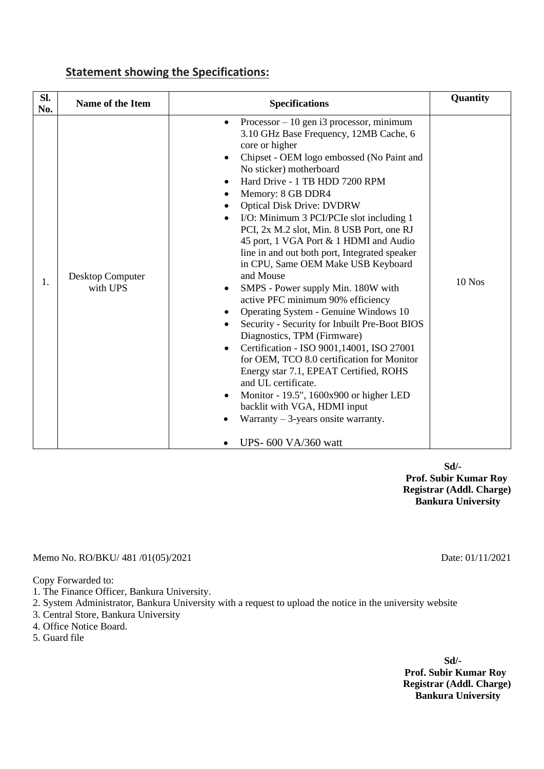## Statement showing the Specifications:

| Sl. No. | Name of the Item | Specifications | Quantity |
|---|---|---|---|
| 1. | Desktop Computer with UPS | • Processor – 10 gen i3 processor, minimum 3.10 GHz Base Frequency, 12MB Cache, 6 core or higher<br>• Chipset - OEM logo embossed (No Paint and No sticker) motherboard<br>• Hard Drive - 1 TB HDD 7200 RPM<br>• Memory: 8 GB DDR4<br>• Optical Disk Drive: DVDRW<br>• I/O: Minimum 3 PCI/PCIe slot including 1 PCI, 2x M.2 slot, Min. 8 USB Port, one RJ 45 port, 1 VGA Port & 1 HDMI and Audio line in and out both port, Integrated speaker in CPU, Same OEM Make USB Keyboard and Mouse<br>• SMPS - Power supply Min. 180W with active PFC minimum 90% efficiency<br>• Operating System - Genuine Windows 10<br>• Security - Security for Inbuilt Pre-Boot BIOS Diagnostics, TPM (Firmware)<br>• Certification - ISO 9001,14001, ISO 27001 for OEM, TCO 8.0 certification for Monitor Energy star 7.1, EPEAT Certified, ROHS and UL certificate.<br>• Monitor - 19.5", 1600x900 or higher LED backlit with VGA, HDMI input<br>• Warranty – 3-years onsite warranty.<br>• UPS- 600 VA/360 watt | 10 Nos |

**Sd/-**
**Prof. Subir Kumar Roy**
**Registrar (Addl. Charge)**
**Bankura University**

Memo No. RO/BKU/ 481 /01(05)/2021 Date: 01/11/2021

Copy Forwarded to:

1. The Finance Officer, Bankura University.
2. System Administrator, Bankura University with a request to upload the notice in the university website
3. Central Store, Bankura University
4. Office Notice Board.
5. Guard file

**Sd/-**
**Prof. Subir Kumar Roy**
**Registrar (Addl. Charge)**
**Bankura University**